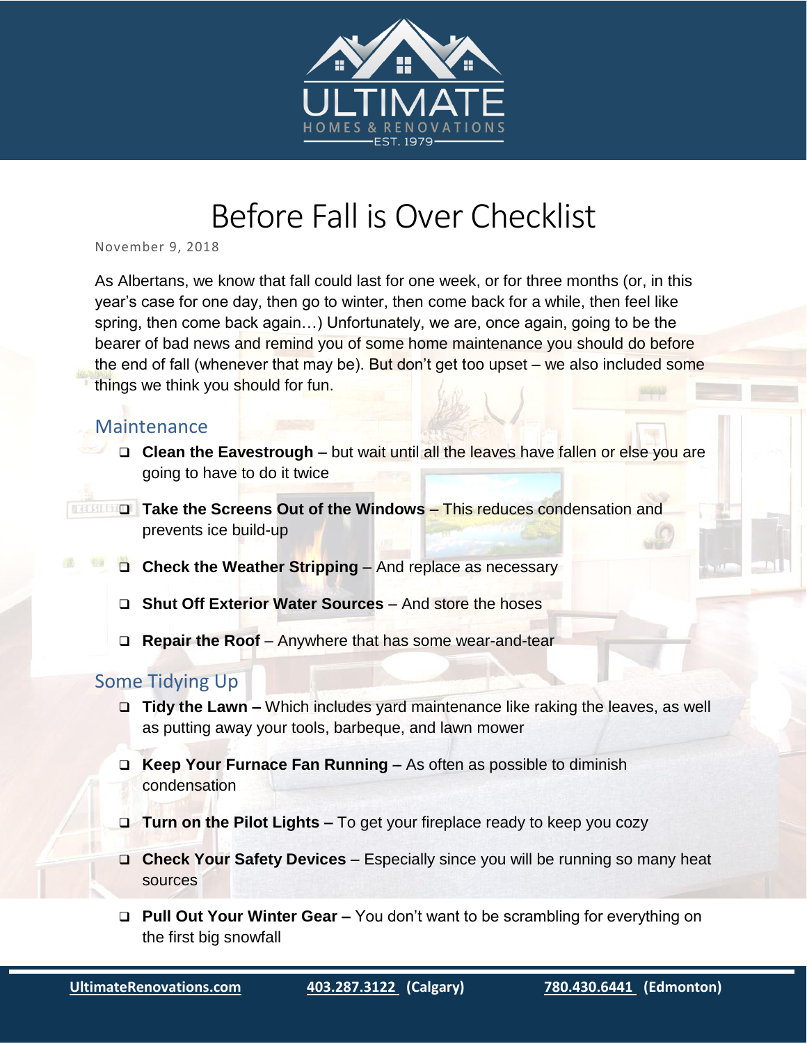ULTIMATE

HOMES & RENOVATIONS

EST. 1979

# Before Fall is Over Checklist

November 9, 2018

As Albertans, we know that fall could last for one week, or for three months (or, in this year's case for one day, then go to winter, then come back for a while, then feel like spring, then come back again…) Unfortunately, we are, once again, going to be the bearer of bad news and remind you of some home maintenance you should do before the end of fall (whenever that may be). But don't get too upset – we also included some things we think you should for fun.

## Maintenance

- **Clean the Eavestrough** – but wait until all the leaves have fallen or else you are going to have to do it twice
- **Take the Screens Out of the Windows** – This reduces condensation and prevents ice build-up
- **Check the Weather Stripping** – And replace as necessary
- **Shut Off Exterior Water Sources** – And store the hoses
- **Repair the Roof** – Anywhere that has some wear-and-tear

## Some Tidying Up

- **Tidy the Lawn –** Which includes yard maintenance like raking the leaves, as well as putting away your tools, barbeque, and lawn mower
- **Keep Your Furnace Fan Running –** As often as possible to diminish condensation
- **Turn on the Pilot Lights –** To get your fireplace ready to keep you cozy
- **Check Your Safety Devices** – Especially since you will be running so many heat sources
- **Pull Out Your Winter Gear –** You don't want to be scrambling for everything on the first big snowfall

UltimateRenovations.com | 403.287.3122 (Calgary) | 780.430.6441 (Edmonton)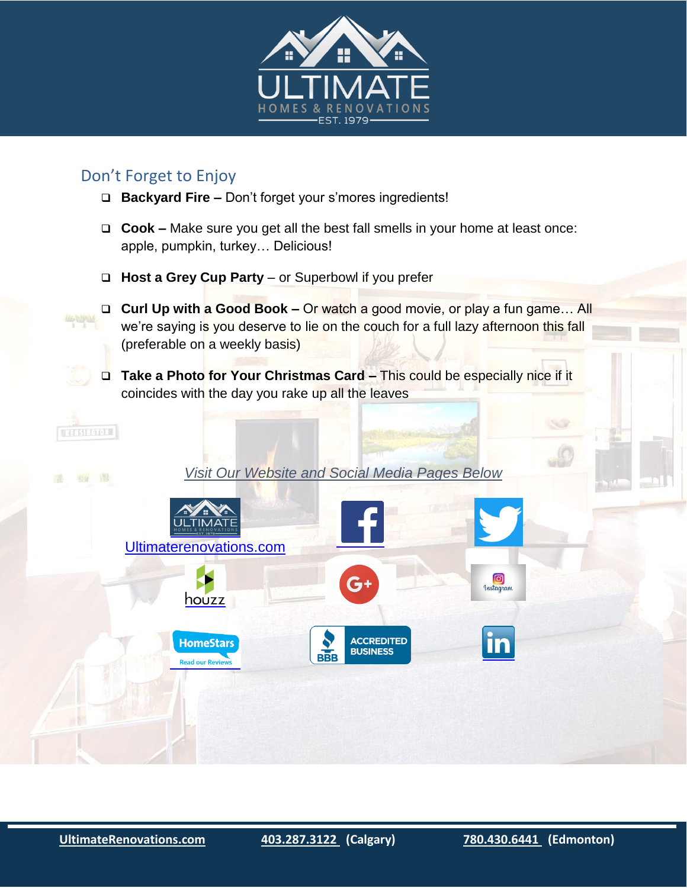## Don't Forget to Enjoy

- **Backyard Fire –** Don't forget your s'mores ingredients!
- **Cook –** Make sure you get all the best fall smells in your home at least once: apple, pumpkin, turkey… Delicious!
- **Host a Grey Cup Party** – or Superbowl if you prefer
- **Curl Up with a Good Book –** Or watch a good movie, or play a fun game… All we're saying is you deserve to lie on the couch for a full lazy afternoon this fall (preferable on a weekly basis)
- **Take a Photo for Your Christmas Card –** This could be especially nice if it coincides with the day you rake up all the leaves

*Visit Our Website and Social Media Pages Below*

Ultimaterenovations.com

UltimateRenovations.com 403.287.3122 (Calgary) 780.430.6441 (Edmonton)